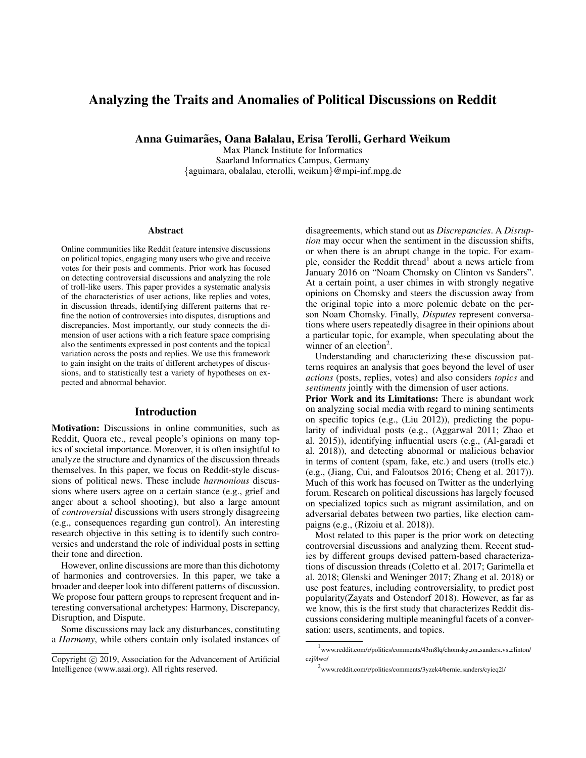# Analyzing the Traits and Anomalies of Political Discussions on Reddit

**Anna Guimarães, Oana Balalau, Erisa Terolli, Gerhard Weikum**
Max Planck Institute for Informatics
Saarland Informatics Campus, Germany
{aguimara, obalalau, eterolli, weikum}@mpi-inf.mpg.de

## Abstract

Online communities like Reddit feature intensive discussions on political topics, engaging many users who give and receive votes for their posts and comments. Prior work has focused on detecting controversial discussions and analyzing the role of troll-like users. This paper provides a systematic analysis of the characteristics of user actions, like replies and votes, in discussion threads, identifying different patterns that refine the notion of controversies into disputes, disruptions and discrepancies. Most importantly, our study connects the dimension of user actions with a rich feature space comprising also the sentiments expressed in post contents and the topical variation across the posts and replies. We use this framework to gain insight on the traits of different archetypes of discussions, and to statistically test a variety of hypotheses on expected and abnormal behavior.

## Introduction

**Motivation:** Discussions in online communities, such as Reddit, Quora etc., reveal people's opinions on many topics of societal importance. Moreover, it is often insightful to analyze the structure and dynamics of the discussion threads themselves. In this paper, we focus on Reddit-style discussions of political news. These include *harmonious* discussions where users agree on a certain stance (e.g., grief and anger about a school shooting), but also a large amount of *controversial* discussions with users strongly disagreeing (e.g., consequences regarding gun control). An interesting research objective in this setting is to identify such controversies and understand the role of individual posts in setting their tone and direction.

However, online discussions are more than this dichotomy of harmonies and controversies. In this paper, we take a broader and deeper look into different patterns of discussion. We propose four pattern groups to represent frequent and interesting conversational archetypes: Harmony, Discrepancy, Disruption, and Dispute.

Some discussions may lack any disturbances, constituting a *Harmony*, while others contain only isolated instances of disagreements, which stand out as *Discrepancies*. A *Disruption* may occur when the sentiment in the discussion shifts, or when there is an abrupt change in the topic. For example, consider the Reddit thread[1] about a news article from January 2016 on "Noam Chomsky on Clinton vs Sanders". At a certain point, a user chimes in with strongly negative opinions on Chomsky and steers the discussion away from the original topic into a more polemic debate on the person Noam Chomsky. Finally, *Disputes* represent conversations where users repeatedly disagree in their opinions about a particular topic, for example, when speculating about the winner of an election[2].

Understanding and characterizing these discussion patterns requires an analysis that goes beyond the level of user *actions* (posts, replies, votes) and also considers *topics* and *sentiments* jointly with the dimension of user actions.

**Prior Work and its Limitations:** There is abundant work on analyzing social media with regard to mining sentiments on specific topics (e.g., (Liu 2012)), predicting the popularity of individual posts (e.g., (Aggarwal 2011; Zhao et al. 2015)), identifying influential users (e.g., (Al-garadi et al. 2018)), and detecting abnormal or malicious behavior in terms of content (spam, fake, etc.) and users (trolls etc.) (e.g., (Jiang, Cui, and Faloutsos 2016; Cheng et al. 2017)). Much of this work has focused on Twitter as the underlying forum. Research on political discussions has largely focused on specialized topics such as migrant assimilation, and on adversarial debates between two parties, like election campaigns (e.g., (Rizoiu et al. 2018)).

Most related to this paper is the prior work on detecting controversial discussions and analyzing them. Recent studies by different groups devised pattern-based characterizations of discussion threads (Coletto et al. 2017; Garimella et al. 2018; Glenski and Weninger 2017; Zhang et al. 2018) or use post features, including controversiality, to predict post popularity(Zayats and Ostendorf 2018). However, as far as we know, this is the first study that characterizes Reddit discussions considering multiple meaningful facets of a conversation: users, sentiments, and topics.

[1] www.reddit.com/r/politics/comments/43m8lq/chomsky_on_sanders_vs_clinton/czj9lwo/

[2] www.reddit.com/r/politics/comments/3yzek4/bernie_sanders/cyieq2l/

Copyright © 2019, Association for the Advancement of Artificial Intelligence (www.aaai.org). All rights reserved.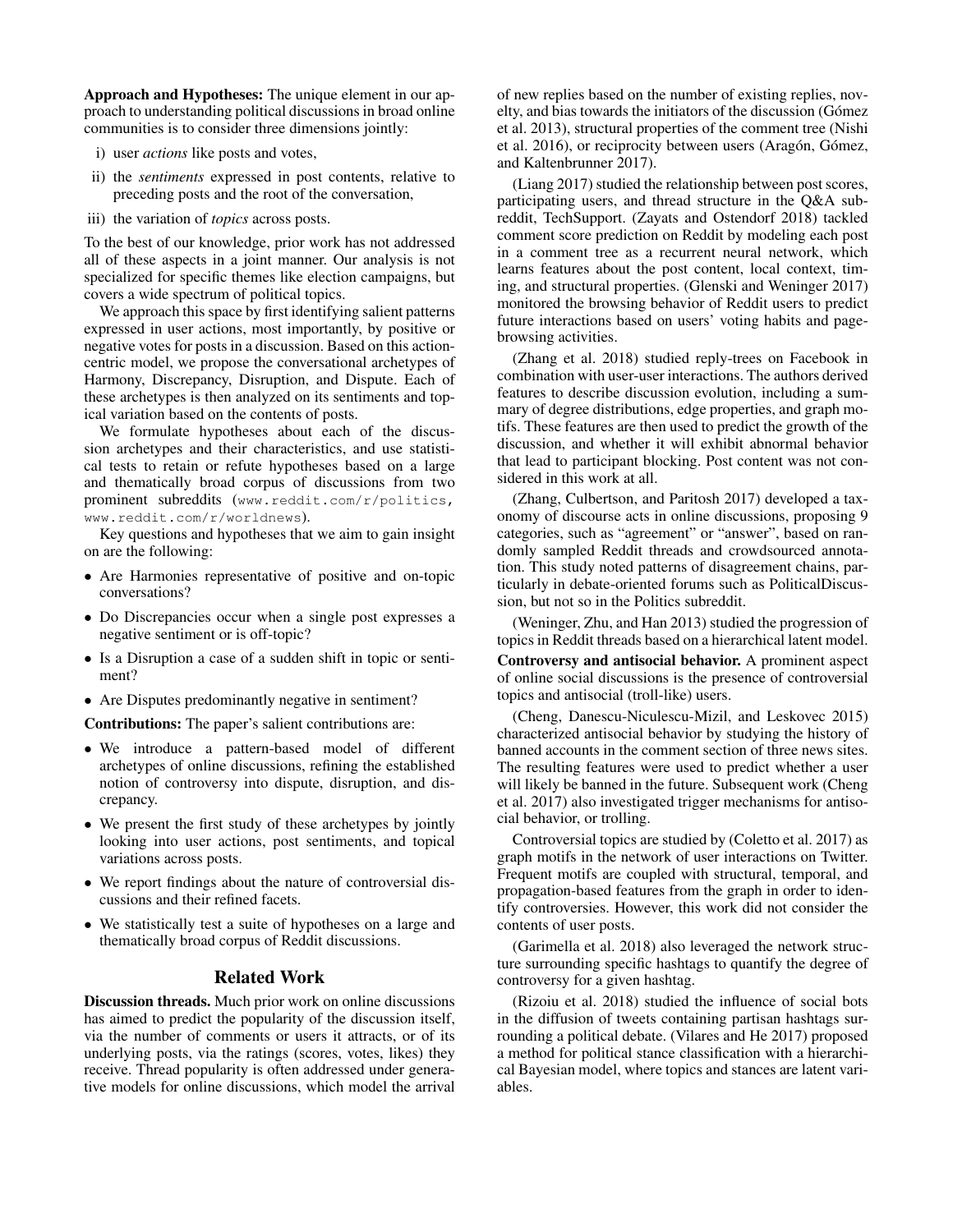**Approach and Hypotheses:** The unique element in our approach to understanding political discussions in broad online communities is to consider three dimensions jointly:

i) user *actions* like posts and votes,

ii) the *sentiments* expressed in post contents, relative to preceding posts and the root of the conversation,

iii) the variation of *topics* across posts.

To the best of our knowledge, prior work has not addressed all of these aspects in a joint manner. Our analysis is not specialized for specific themes like election campaigns, but covers a wide spectrum of political topics.

We approach this space by first identifying salient patterns expressed in user actions, most importantly, by positive or negative votes for posts in a discussion. Based on this action-centric model, we propose the conversational archetypes of Harmony, Discrepancy, Disruption, and Dispute. Each of these archetypes is then analyzed on its sentiments and topical variation based on the contents of posts.

We formulate hypotheses about each of the discussion archetypes and their characteristics, and use statistical tests to retain or refute hypotheses based on a large and thematically broad corpus of discussions from two prominent subreddits (`www.reddit.com/r/politics`, `www.reddit.com/r/worldnews`).

Key questions and hypotheses that we aim to gain insight on are the following:

- Are Harmonies representative of positive and on-topic conversations?
- Do Discrepancies occur when a single post expresses a negative sentiment or is off-topic?
- Is a Disruption a case of a sudden shift in topic or sentiment?
- Are Disputes predominantly negative in sentiment?

**Contributions:** The paper's salient contributions are:

- We introduce a pattern-based model of different archetypes of online discussions, refining the established notion of controversy into dispute, disruption, and discrepancy.
- We present the first study of these archetypes by jointly looking into user actions, post sentiments, and topical variations across posts.
- We report findings about the nature of controversial discussions and their refined facets.
- We statistically test a suite of hypotheses on a large and thematically broad corpus of Reddit discussions.

## Related Work

**Discussion threads.** Much prior work on online discussions has aimed to predict the popularity of the discussion itself, via the number of comments or users it attracts, or of its underlying posts, via the ratings (scores, votes, likes) they receive. Thread popularity is often addressed under generative models for online discussions, which model the arrival of new replies based on the number of existing replies, novelty, and bias towards the initiators of the discussion (Gómez et al. 2013), structural properties of the comment tree (Nishi et al. 2016), or reciprocity between users (Aragón, Gómez, and Kaltenbrunner 2017).

(Liang 2017) studied the relationship between post scores, participating users, and thread structure in the Q&A subreddit, TechSupport. (Zayats and Ostendorf 2018) tackled comment score prediction on Reddit by modeling each post in a comment tree as a recurrent neural network, which learns features about the post content, local context, timing, and structural properties. (Glenski and Weninger 2017) monitored the browsing behavior of Reddit users to predict future interactions based on users' voting habits and page-browsing activities.

(Zhang et al. 2018) studied reply-trees on Facebook in combination with user-user interactions. The authors derived features to describe discussion evolution, including a summary of degree distributions, edge properties, and graph motifs. These features are then used to predict the growth of the discussion, and whether it will exhibit abnormal behavior that lead to participant blocking. Post content was not considered in this work at all.

(Zhang, Culbertson, and Paritosh 2017) developed a taxonomy of discourse acts in online discussions, proposing 9 categories, such as "agreement" or "answer", based on randomly sampled Reddit threads and crowdsourced annotation. This study noted patterns of disagreement chains, particularly in debate-oriented forums such as PoliticalDiscussion, but not so in the Politics subreddit.

(Weninger, Zhu, and Han 2013) studied the progression of topics in Reddit threads based on a hierarchical latent model.

**Controversy and antisocial behavior.** A prominent aspect of online social discussions is the presence of controversial topics and antisocial (troll-like) users.

(Cheng, Danescu-Niculescu-Mizil, and Leskovec 2015) characterized antisocial behavior by studying the history of banned accounts in the comment section of three news sites. The resulting features were used to predict whether a user will likely be banned in the future. Subsequent work (Cheng et al. 2017) also investigated trigger mechanisms for antisocial behavior, or trolling.

Controversial topics are studied by (Coletto et al. 2017) as graph motifs in the network of user interactions on Twitter. Frequent motifs are coupled with structural, temporal, and propagation-based features from the graph in order to identify controversies. However, this work did not consider the contents of user posts.

(Garimella et al. 2018) also leveraged the network structure surrounding specific hashtags to quantify the degree of controversy for a given hashtag.

(Rizoiu et al. 2018) studied the influence of social bots in the diffusion of tweets containing partisan hashtags surrounding a political debate. (Vilares and He 2017) proposed a method for political stance classification with a hierarchical Bayesian model, where topics and stances are latent variables.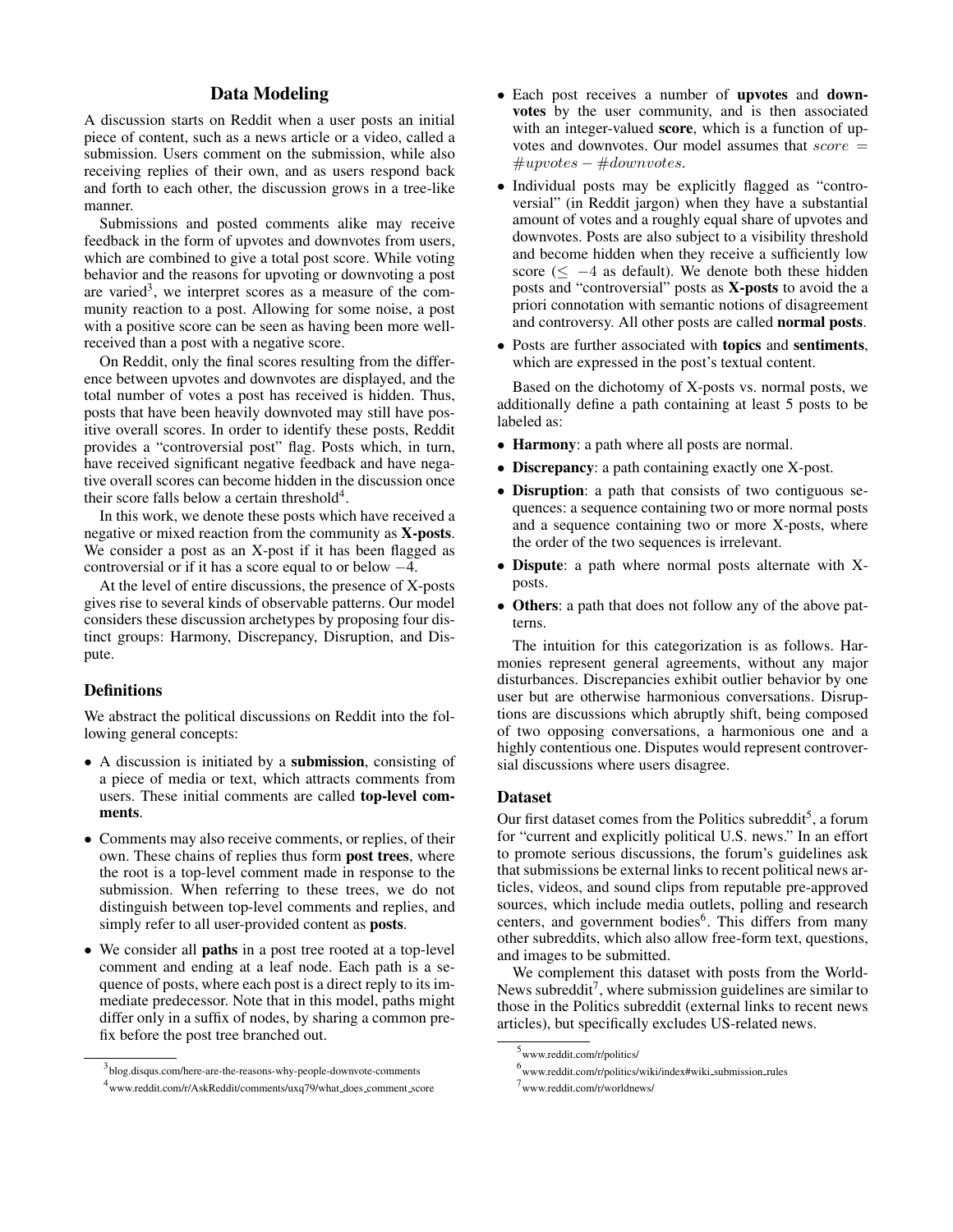## Data Modeling

A discussion starts on Reddit when a user posts an initial piece of content, such as a news article or a video, called a submission. Users comment on the submission, while also receiving replies of their own, and as users respond back and forth to each other, the discussion grows in a tree-like manner.

Submissions and posted comments alike may receive feedback in the form of upvotes and downvotes from users, which are combined to give a total post score. While voting behavior and the reasons for upvoting or downvoting a post are varied[3], we interpret scores as a measure of the community reaction to a post. Allowing for some noise, a post with a positive score can be seen as having been more well-received than a post with a negative score.

On Reddit, only the final scores resulting from the difference between upvotes and downvotes are displayed, and the total number of votes a post has received is hidden. Thus, posts that have been heavily downvoted may still have positive overall scores. In order to identify these posts, Reddit provides a "controversial post" flag. Posts which, in turn, have received significant negative feedback and have negative overall scores can become hidden in the discussion once their score falls below a certain threshold[4].

In this work, we denote these posts which have received a negative or mixed reaction from the community as **X-posts**. We consider a post as an X-post if it has been flagged as controversial or if it has a score equal to or below $-4$.

At the level of entire discussions, the presence of X-posts gives rise to several kinds of observable patterns. Our model considers these discussion archetypes by proposing four distinct groups: Harmony, Discrepancy, Disruption, and Dispute.

### Definitions

We abstract the political discussions on Reddit into the following general concepts:

- A discussion is initiated by a **submission**, consisting of a piece of media or text, which attracts comments from users. These initial comments are called **top-level comments**.
- Comments may also receive comments, or replies, of their own. These chains of replies thus form **post trees**, where the root is a top-level comment made in response to the submission. When referring to these trees, we do not distinguish between top-level comments and replies, and simply refer to all user-provided content as **posts**.
- We consider all **paths** in a post tree rooted at a top-level comment and ending at a leaf node. Each path is a sequence of posts, where each post is a direct reply to its immediate predecessor. Note that in this model, paths might differ only in a suffix of nodes, by sharing a common prefix before the post tree branched out.
- Each post receives a number of **upvotes** and **downvotes** by the user community, and is then associated with an integer-valued **score**, which is a function of upvotes and downvotes. Our model assumes that $score = \#upvotes - \#downvotes$.
- Individual posts may be explicitly flagged as "controversial" (in Reddit jargon) when they have a substantial amount of votes and a roughly equal share of upvotes and downvotes. Posts are also subject to a visibility threshold and become hidden when they receive a sufficiently low score ($\leq -4$ as default). We denote both these hidden posts and "controversial" posts as **X-posts** to avoid the a priori connotation with semantic notions of disagreement and controversy. All other posts are called **normal posts**.
- Posts are further associated with **topics** and **sentiments**, which are expressed in the post's textual content.

Based on the dichotomy of X-posts vs. normal posts, we additionally define a path containing at least 5 posts to be labeled as:

- **Harmony**: a path where all posts are normal.
- **Discrepancy**: a path containing exactly one X-post.
- **Disruption**: a path that consists of two contiguous sequences: a sequence containing two or more normal posts and a sequence containing two or more X-posts, where the order of the two sequences is irrelevant.
- **Dispute**: a path where normal posts alternate with X-posts.
- **Others**: a path that does not follow any of the above patterns.

The intuition for this categorization is as follows. Harmonies represent general agreements, without any major disturbances. Discrepancies exhibit outlier behavior by one user but are otherwise harmonious conversations. Disruptions are discussions which abruptly shift, being composed of two opposing conversations, a harmonious one and a highly contentious one. Disputes would represent controversial discussions where users disagree.

### Dataset

Our first dataset comes from the Politics subreddit[5], a forum for "current and explicitly political U.S. news." In an effort to promote serious discussions, the forum's guidelines ask that submissions be external links to recent political news articles, videos, and sound clips from reputable pre-approved sources, which include media outlets, polling and research centers, and government bodies[6]. This differs from many other subreddits, which also allow free-form text, questions, and images to be submitted.

We complement this dataset with posts from the WorldNews subreddit[7], where submission guidelines are similar to those in the Politics subreddit (external links to recent news articles), but specifically excludes US-related news.

[3] blog.disqus.com/here-are-the-reasons-why-people-downvote-comments

[4] www.reddit.com/r/AskReddit/comments/uxq79/what_does_comment_score

[5] www.reddit.com/r/politics/

[6] www.reddit.com/r/politics/wiki/index#wiki_submission_rules

[7] www.reddit.com/r/worldnews/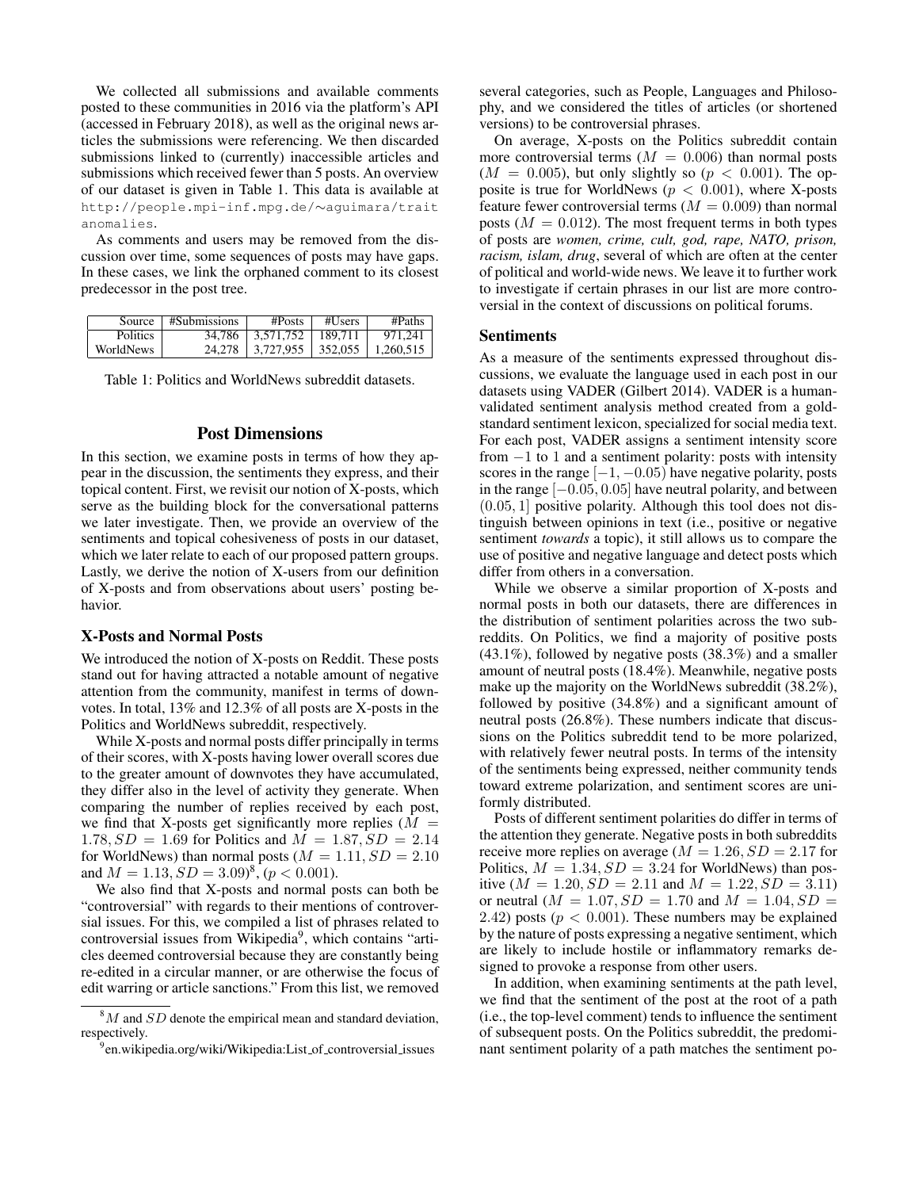We collected all submissions and available comments posted to these communities in 2016 via the platform's API (accessed in February 2018), as well as the original news articles the submissions were referencing. We then discarded submissions linked to (currently) inaccessible articles and submissions which received fewer than 5 posts. An overview of our dataset is given in Table 1. This data is available at http://people.mpi-inf.mpg.de/∼aguimara/traitanomalies.

As comments and users may be removed from the discussion over time, some sequences of posts may have gaps. In these cases, we link the orphaned comment to its closest predecessor in the post tree.

| Source | #Submissions | #Posts | #Users | #Paths |
|---|---|---|---|---|
| Politics | 34,786 | 3,571,752 | 189,711 | 971,241 |
| WorldNews | 24,278 | 3,727,955 | 352,055 | 1,260,515 |

Table 1: Politics and WorldNews subreddit datasets.

## Post Dimensions

In this section, we examine posts in terms of how they appear in the discussion, the sentiments they express, and their topical content. First, we revisit our notion of X-posts, which serve as the building block for the conversational patterns we later investigate. Then, we provide an overview of the sentiments and topical cohesiveness of posts in our dataset, which we later relate to each of our proposed pattern groups. Lastly, we derive the notion of X-users from our definition of X-posts and from observations about users' posting behavior.

### X-Posts and Normal Posts

We introduced the notion of X-posts on Reddit. These posts stand out for having attracted a notable amount of negative attention from the community, manifest in terms of downvotes. In total, 13% and 12.3% of all posts are X-posts in the Politics and WorldNews subreddit, respectively.

While X-posts and normal posts differ principally in terms of their scores, with X-posts having lower overall scores due to the greater amount of downvotes they have accumulated, they differ also in the level of activity they generate. When comparing the number of replies received by each post, we find that X-posts get significantly more replies ($M = 1.78, SD = 1.69$ for Politics and $M = 1.87, SD = 2.14$ for WorldNews) than normal posts ($M = 1.11, SD = 2.10$ and $M = 1.13, SD = 3.09$)[8], ($p < 0.001$).

We also find that X-posts and normal posts can both be "controversial" with regards to their mentions of controversial issues. For this, we compiled a list of phrases related to controversial issues from Wikipedia[9], which contains "articles deemed controversial because they are constantly being re-edited in a circular manner, or are otherwise the focus of edit warring or article sanctions." From this list, we removed several categories, such as People, Languages and Philosophy, and we considered the titles of articles (or shortened versions) to be controversial phrases.

On average, X-posts on the Politics subreddit contain more controversial terms ($M = 0.006$) than normal posts ($M = 0.005$), but only slightly so ($p < 0.001$). The opposite is true for WorldNews ($p < 0.001$), where X-posts feature fewer controversial terms ($M = 0.009$) than normal posts ($M = 0.012$). The most frequent terms in both types of posts are ***women, crime, cult, god, rape, NATO, prison, racism, islam, drug***, several of which are often at the center of political and world-wide news. We leave it to further work to investigate if certain phrases in our list are more controversial in the context of discussions on political forums.

### Sentiments

As a measure of the sentiments expressed throughout discussions, we evaluate the language used in each post in our datasets using VADER (Gilbert 2014). VADER is a human-validated sentiment analysis method created from a gold-standard sentiment lexicon, specialized for social media text. For each post, VADER assigns a sentiment intensity score from $-1$ to $1$ and a sentiment polarity: posts with intensity scores in the range $[-1, -0.05)$ have negative polarity, posts in the range $[-0.05, 0.05]$ have neutral polarity, and between $(0.05, 1]$ positive polarity. Although this tool does not distinguish between opinions in text (i.e., positive or negative sentiment *towards* a topic), it still allows us to compare the use of positive and negative language and detect posts which differ from others in a conversation.

While we observe a similar proportion of X-posts and normal posts in both our datasets, there are differences in the distribution of sentiment polarities across the two subreddits. On Politics, we find a majority of positive posts (43.1%), followed by negative posts (38.3%) and a smaller amount of neutral posts (18.4%). Meanwhile, negative posts make up the majority on the WorldNews subreddit (38.2%), followed by positive (34.8%) and a significant amount of neutral posts (26.8%). These numbers indicate that discussions on the Politics subreddit tend to be more polarized, with relatively fewer neutral posts. In terms of the intensity of the sentiments being expressed, neither community tends toward extreme polarization, and sentiment scores are uniformly distributed.

Posts of different sentiment polarities do differ in terms of the attention they generate. Negative posts in both subreddits receive more replies on average ($M = 1.26, SD = 2.17$ for Politics, $M = 1.34, SD = 3.24$ for WorldNews) than positive ($M = 1.20, SD = 2.11$ and $M = 1.22, SD = 3.11$) or neutral ($M = 1.07, SD = 1.70$ and $M = 1.04, SD = 2.42$) posts ($p < 0.001$). These numbers may be explained by the nature of posts expressing a negative sentiment, which are likely to include hostile or inflammatory remarks designed to provoke a response from other users.

In addition, when examining sentiments at the path level, we find that the sentiment of the post at the root of a path (i.e., the top-level comment) tends to influence the sentiment of subsequent posts. On the Politics subreddit, the predominant sentiment polarity of a path matches the sentiment po-

[8] $M$ and $SD$ denote the empirical mean and standard deviation, respectively.

[9] en.wikipedia.org/wiki/Wikipedia:List_of_controversial_issues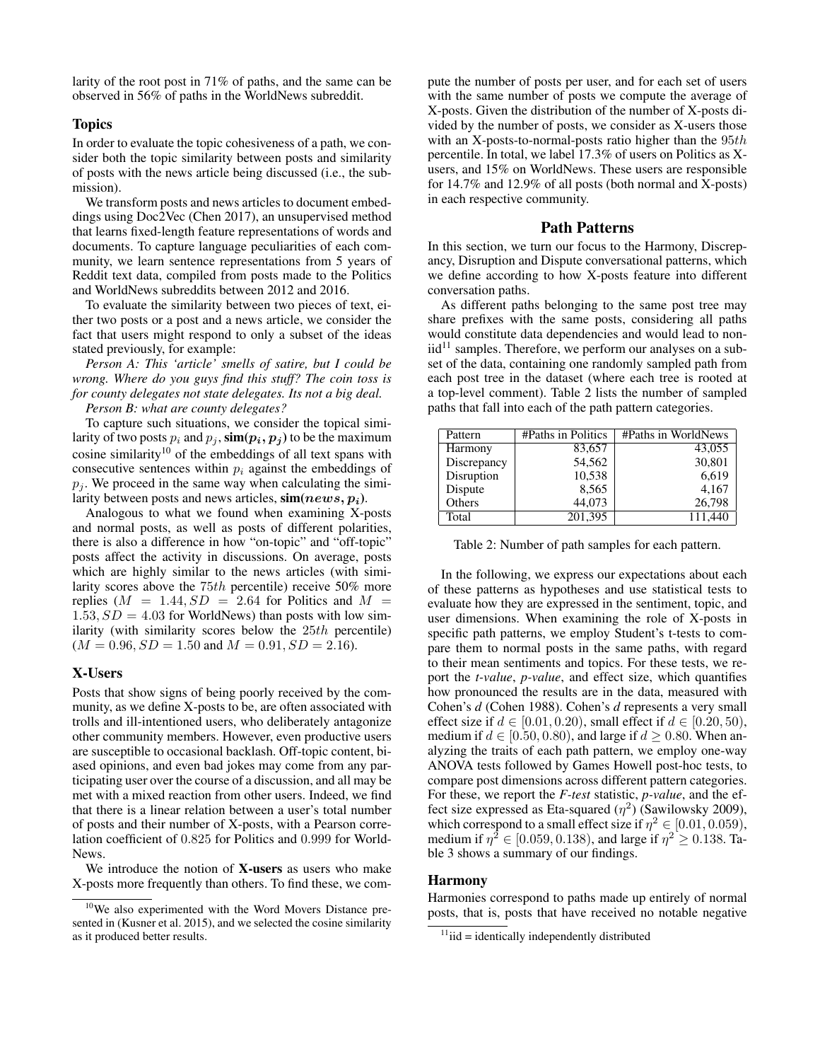larity of the root post in 71% of paths, and the same can be observed in 56% of paths in the WorldNews subreddit.

### Topics

In order to evaluate the topic cohesiveness of a path, we consider both the topic similarity between posts and similarity of posts with the news article being discussed (i.e., the submission).

We transform posts and news articles to document embeddings using Doc2Vec (Chen 2017), an unsupervised method that learns fixed-length feature representations of words and documents. To capture language peculiarities of each community, we learn sentence representations from 5 years of Reddit text data, compiled from posts made to the Politics and WorldNews subreddits between 2012 and 2016.

To evaluate the similarity between two pieces of text, either two posts or a post and a news article, we consider the fact that users might respond to only a subset of the ideas stated previously, for example:

*Person A: This 'article' smells of satire, but I could be wrong. Where do you guys find this stuff? The coin toss is for county delegates not state delegates. Its not a big deal.*

*Person B: what are county delegates?*

To capture such situations, we consider the topical similarity of two posts $p_i$ and $p_j$, $\mathbf{sim}(p_i, p_j)$ to be the maximum cosine similarity[10] of the embeddings of all text spans with consecutive sentences within $p_i$ against the embeddings of $p_j$. We proceed in the same way when calculating the similarity between posts and news articles, $\mathbf{sim}(news, p_i)$.

Analogous to what we found when examining X-posts and normal posts, as well as posts of different polarities, there is also a difference in how "on-topic" and "off-topic" posts affect the activity in discussions. On average, posts which are highly similar to the news articles (with similarity scores above the $75th$ percentile) receive 50% more replies ($M = 1.44, SD = 2.64$ for Politics and $M = 1.53, SD = 4.03$ for WorldNews) than posts with low similarity (with similarity scores below the $25th$ percentile) ($M = 0.96, SD = 1.50$ and $M = 0.91, SD = 2.16$).

### X-Users

Posts that show signs of being poorly received by the community, as we define X-posts to be, are often associated with trolls and ill-intentioned users, who deliberately antagonize other community members. However, even productive users are susceptible to occasional backlash. Off-topic content, biased opinions, and even bad jokes may come from any participating user over the course of a discussion, and all may be met with a mixed reaction from other users. Indeed, we find that there is a linear relation between a user's total number of posts and their number of X-posts, with a Pearson correlation coefficient of 0.825 for Politics and 0.999 for WorldNews.

We introduce the notion of **X-users** as users who make X-posts more frequently than others. To find these, we compute the number of posts per user, and for each set of users with the same number of posts we compute the average of X-posts. Given the distribution of the number of X-posts divided by the number of posts, we consider as X-users those with an X-posts-to-normal-posts ratio higher than the $95th$ percentile. In total, we label 17.3% of users on Politics as X-users, and 15% on WorldNews. These users are responsible for 14.7% and 12.9% of all posts (both normal and X-posts) in each respective community.

## Path Patterns

In this section, we turn our focus to the Harmony, Discrepancy, Disruption and Dispute conversational patterns, which we define according to how X-posts feature into different conversation paths.

As different paths belonging to the same post tree may share prefixes with the same posts, considering all paths would constitute data dependencies and would lead to non-iid[11] samples. Therefore, we perform our analyses on a subset of the data, containing one randomly sampled path from each post tree in the dataset (where each tree is rooted at a top-level comment). Table 2 lists the number of sampled paths that fall into each of the path pattern categories.

| Pattern | #Paths in Politics | #Paths in WorldNews |
|---|---|---|
| Harmony | 83,657 | 43,055 |
| Discrepancy | 54,562 | 30,801 |
| Disruption | 10,538 | 6,619 |
| Dispute | 8,565 | 4,167 |
| Others | 44,073 | 26,798 |
| Total | 201,395 | 111,440 |

Table 2: Number of path samples for each pattern.

In the following, we express our expectations about each of these patterns as hypotheses and use statistical tests to evaluate how they are expressed in the sentiment, topic, and user dimensions. When examining the role of X-posts in specific path patterns, we employ Student's t-tests to compare them to normal posts in the same paths, with regard to their mean sentiments and topics. For these tests, we report the *t-value*, *p-value*, and effect size, which quantifies how pronounced the results are in the data, measured with Cohen's *d* (Cohen 1988). Cohen's *d* represents a very small effect size if $d \in [0.01, 0.20)$, small effect if $d \in [0.20, 50)$, medium if $d \in [0.50, 0.80)$, and large if $d \geq 0.80$. When analyzing the traits of each path pattern, we employ one-way ANOVA tests followed by Games Howell post-hoc tests, to compare post dimensions across different pattern categories. For these, we report the *F-test* statistic, *p-value*, and the effect size expressed as Eta-squared ($\eta^2$) (Sawilowsky 2009), which correspond to a small effect size if $\eta^2 \in [0.01, 0.059)$, medium if $\eta^2 \in [0.059, 0.138)$, and large if $\eta^2 \geq 0.138$. Table 3 shows a summary of our findings.

### Harmony

Harmonies correspond to paths made up entirely of normal posts, that is, posts that have received no notable negative

[10] We also experimented with the Word Movers Distance presented in (Kusner et al. 2015), and we selected the cosine similarity as it produced better results.

[11] iid = identically independently distributed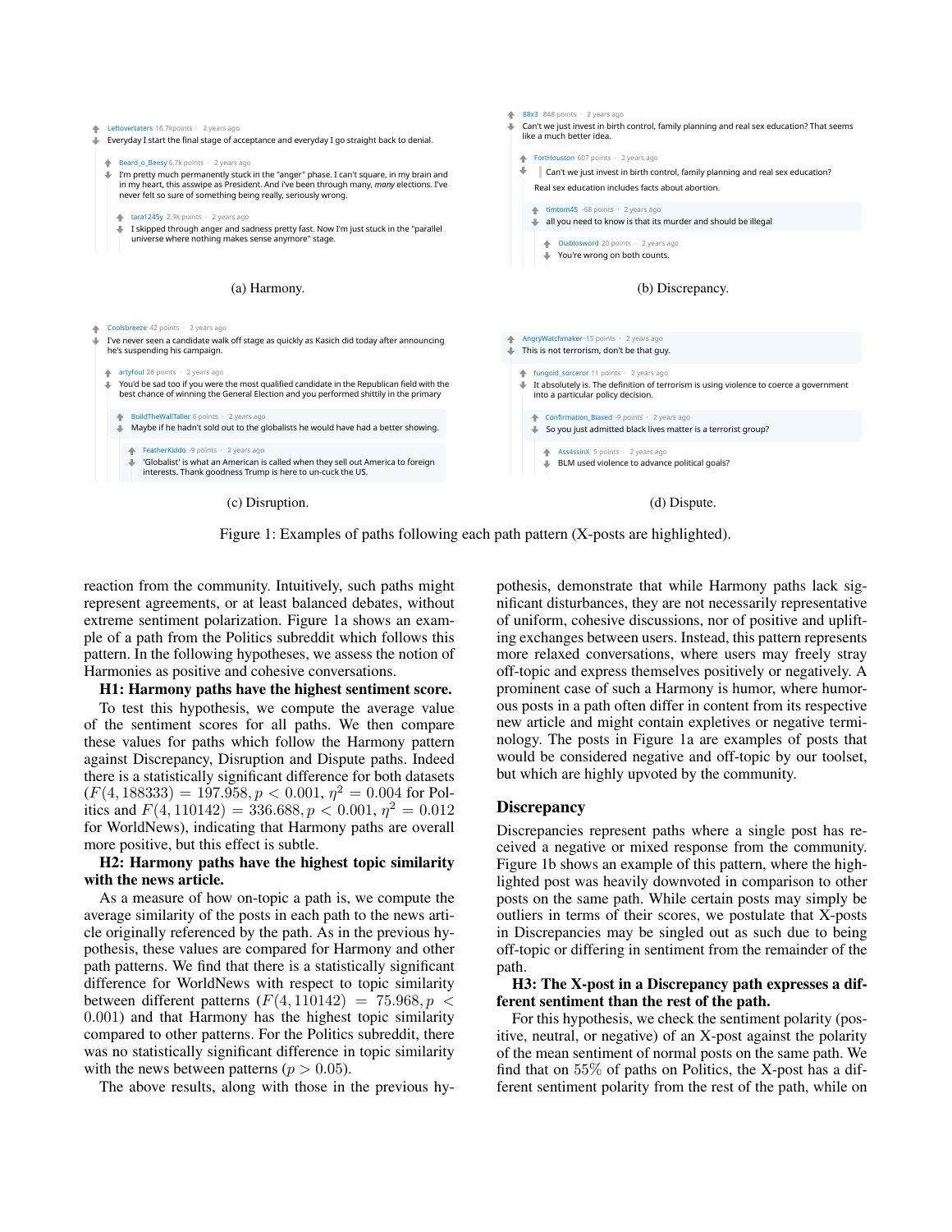Leftovertaters 16.7k points · 2 years ago
Everyday I start the final stage of acceptance and everyday I go straight back to denial.

Beard_o_Beesy 6.7k points · 2 years ago
I'm pretty much permanently stuck in the "anger" phase. I can't square, in my brain and in my heart, this asswipe as President. And i've been through many, *many* elections. I've never felt so sure of something being really, seriously wrong.

tara1245y 2.9k points · 2 years ago
I skipped through anger and sadness pretty fast. Now I'm just stuck in the "parallel universe where nothing makes sense anymore" stage.

(a) Harmony.

88x3 848 points · 2 years ago
Can't we just invest in birth control, family planning and real sex education? That seems like a much better idea.

FortHouston 607 points · 2 years ago
Can't we just invest in birth control, family planning and real sex education?
Real sex education includes facts about abortion.

timtom45 -68 points · 2 years ago
all you need to know is that its murder and should be illegal

Diablosword 20 points · 2 years ago
You're wrong on both counts.

(b) Discrepancy.

Coolsbreeze 42 points · 2 years ago
I've never seen a candidate walk off stage as quickly as Kasich did today after announcing he's suspending his campaign.

artyfoul 26 points · 2 years ago
You'd be sad too if you were the most qualified candidate in the Republican field with the best chance of winning the General Election and you performed shittily in the primary

BuildTheWallTaller 6 points · 2 years ago
Maybe if he hadn't sold out to the globalists he would have had a better showing.

FeatherKiddo -9 points · 2 years ago
'Globalist' is what an American is called when they sell out America to foreign interests. Thank goodness Trump is here to un-cuck the US.

(c) Disruption.

AngryWatchmaker -15 points · 2 years ago
This is not terrorism, don't be that guy.

fungoid_sorceror 11 points · 2 years ago
It absolutely is. The definition of terrorism is using violence to coerce a government into a particular policy decision.

Confirmation_Biased -9 points · 2 years ago
So you just admitted black lives matter is a terrorist group?

Ass4ssinX 5 points · 2 years ago
BLM used violence to advance political goals?

(d) Dispute.

Figure 1: Examples of paths following each path pattern (X-posts are highlighted).

reaction from the community. Intuitively, such paths might represent agreements, or at least balanced debates, without extreme sentiment polarization. Figure 1a shows an example of a path from the Politics subreddit which follows this pattern. In the following hypotheses, we assess the notion of Harmonies as positive and cohesive conversations.

**H1: Harmony paths have the highest sentiment score.** To test this hypothesis, we compute the average value of the sentiment scores for all paths. We then compare these values for paths which follow the Harmony pattern against Discrepancy, Disruption and Dispute paths. Indeed there is a statistically significant difference for both datasets ($F(4, 188333) = 197.958, p < 0.001, \eta^2 = 0.004$ for Politics and $F(4, 110142) = 336.688, p < 0.001, \eta^2 = 0.012$ for WorldNews), indicating that Harmony paths are overall more positive, but this effect is subtle.

**H2: Harmony paths have the highest topic similarity with the news article.** As a measure of how on-topic a path is, we compute the average similarity of the posts in each path to the news article originally referenced by the path. As in the previous hypothesis, these values are compared for Harmony and other path patterns. We find that there is a statistically significant difference for WorldNews with respect to topic similarity between different patterns ($F(4, 110142) = 75.968, p < 0.001$) and that Harmony has the highest topic similarity compared to other patterns. For the Politics subreddit, there was no statistically significant difference in topic similarity with the news between patterns ($p > 0.05$).

The above results, along with those in the previous hypothesis, demonstrate that while Harmony paths lack significant disturbances, they are not necessarily representative of uniform, cohesive discussions, nor of positive and uplifting exchanges between users. Instead, this pattern represents more relaxed conversations, where users may freely stray off-topic and express themselves positively or negatively. A prominent case of such a Harmony is humor, where humorous posts in a path often differ in content from its respective new article and might contain expletives or negative terminology. The posts in Figure 1a are examples of posts that would be considered negative and off-topic by our toolset, but which are highly upvoted by the community.

## Discrepancy

Discrepancies represent paths where a single post has received a negative or mixed response from the community. Figure 1b shows an example of this pattern, where the highlighted post was heavily downvoted in comparison to other posts on the same path. While certain posts may simply be outliers in terms of their scores, we postulate that X-posts in Discrepancies may be singled out as such due to being off-topic or differing in sentiment from the remainder of the path.

**H3: The X-post in a Discrepancy path expresses a different sentiment than the rest of the path.** For this hypothesis, we check the sentiment polarity (positive, neutral, or negative) of an X-post against the polarity of the mean sentiment of normal posts on the same path. We find that on 55% of paths on Politics, the X-post has a different sentiment polarity from the rest of the path, while on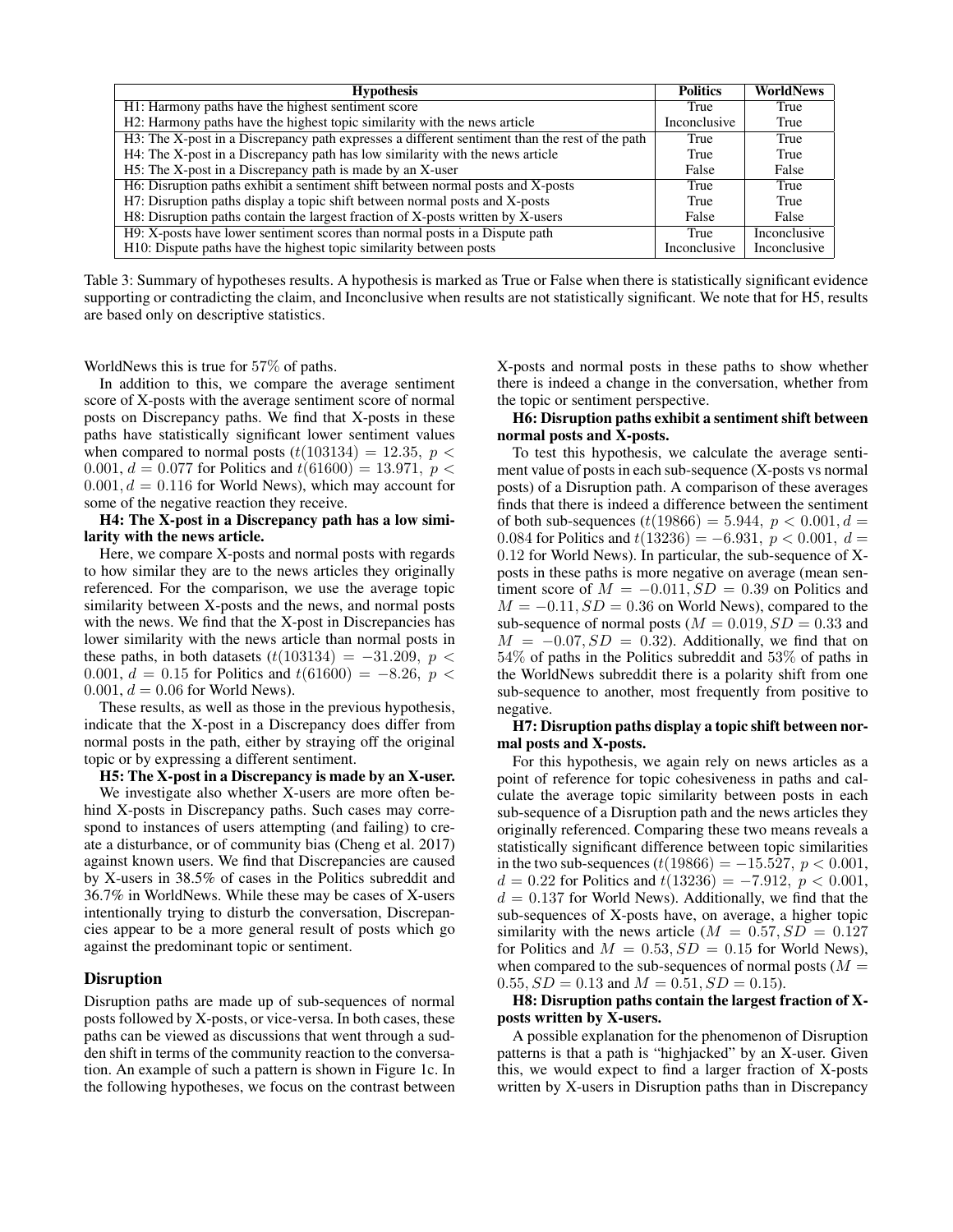| Hypothesis | Politics | WorldNews |
|---|---|---|
| H1: Harmony paths have the highest sentiment score | True | True |
| H2: Harmony paths have the highest topic similarity with the news article | Inconclusive | True |
| H3: The X-post in a Discrepancy path expresses a different sentiment than the rest of the path | True | True |
| H4: The X-post in a Discrepancy path has low similarity with the news article | True | True |
| H5: The X-post in a Discrepancy path is made by an X-user | False | False |
| H6: Disruption paths exhibit a sentiment shift between normal posts and X-posts | True | True |
| H7: Disruption paths display a topic shift between normal posts and X-posts | True | True |
| H8: Disruption paths contain the largest fraction of X-posts written by X-users | False | False |
| H9: X-posts have lower sentiment scores than normal posts in a Dispute path | True | Inconclusive |
| H10: Dispute paths have the highest topic similarity between posts | Inconclusive | Inconclusive |

Table 3: Summary of hypotheses results. A hypothesis is marked as True or False when there is statistically significant evidence supporting or contradicting the claim, and Inconclusive when results are not statistically significant. We note that for H5, results are based only on descriptive statistics.

WorldNews this is true for 57% of paths.

In addition to this, we compare the average sentiment score of X-posts with the average sentiment score of normal posts on Discrepancy paths. We find that X-posts in these paths have statistically significant lower sentiment values when compared to normal posts ($t(103134) = 12.35,\ p < 0.001,\ d = 0.077$ for Politics and $t(61600) = 13.971,\ p < 0.001, d = 0.116$ for World News), which may account for some of the negative reaction they receive.

**H4: The X-post in a Discrepancy path has a low similarity with the news article.**

Here, we compare X-posts and normal posts with regards to how similar they are to the news articles they originally referenced. For the comparison, we use the average topic similarity between X-posts and the news, and normal posts with the news. We find that the X-post in Discrepancies has lower similarity with the news article than normal posts in these paths, in both datasets ($t(103134) = -31.209,\ p < 0.001,\ d = 0.15$ for Politics and $t(61600) = -8.26,\ p < 0.001, d = 0.06$ for World News).

These results, as well as those in the previous hypothesis, indicate that the X-post in a Discrepancy does differ from normal posts in the path, either by straying off the original topic or by expressing a different sentiment.

**H5: The X-post in a Discrepancy is made by an X-user.**

We investigate also whether X-users are more often behind X-posts in Discrepancy paths. Such cases may correspond to instances of users attempting (and failing) to create a disturbance, or of community bias (Cheng et al. 2017) against known users. We find that Discrepancies are caused by X-users in 38.5% of cases in the Politics subreddit and 36.7% in WorldNews. While these may be cases of X-users intentionally trying to disturb the conversation, Discrepancies appear to be a more general result of posts which go against the predominant topic or sentiment.

## Disruption

Disruption paths are made up of sub-sequences of normal posts followed by X-posts, or vice-versa. In both cases, these paths can be viewed as discussions that went through a sudden shift in terms of the community reaction to the conversation. An example of such a pattern is shown in Figure 1c. In the following hypotheses, we focus on the contrast between X-posts and normal posts in these paths to show whether there is indeed a change in the conversation, whether from the topic or sentiment perspective.

**H6: Disruption paths exhibit a sentiment shift between normal posts and X-posts.**

To test this hypothesis, we calculate the average sentiment value of posts in each sub-sequence (X-posts vs normal posts) of a Disruption path. A comparison of these averages finds that there is indeed a difference between the sentiment of both sub-sequences ($t(19866) = 5.944,\ p < 0.001, d = 0.084$ for Politics and $t(13236) = -6.931,\ p < 0.001,\ d = 0.12$ for World News). In particular, the sub-sequence of X-posts in these paths is more negative on average (mean sentiment score of $M = -0.011, SD = 0.39$ on Politics and $M = -0.11, SD = 0.36$ on World News), compared to the sub-sequence of normal posts ($M = 0.019, SD = 0.33$ and $M = -0.07, SD = 0.32$). Additionally, we find that on 54% of paths in the Politics subreddit and 53% of paths in the WorldNews subreddit there is a polarity shift from one sub-sequence to another, most frequently from positive to negative.

**H7: Disruption paths display a topic shift between normal posts and X-posts.**

For this hypothesis, we again rely on news articles as a point of reference for topic cohesiveness in paths and calculate the average topic similarity between posts in each sub-sequence of a Disruption path and the news articles they originally referenced. Comparing these two means reveals a statistically significant difference between topic similarities in the two sub-sequences ($t(19866) = -15.527,\ p < 0.001,\ d = 0.22$ for Politics and $t(13236) = -7.912,\ p < 0.001,\ d = 0.137$ for World News). Additionally, we find that the sub-sequences of X-posts have, on average, a higher topic similarity with the news article ($M = 0.57, SD = 0.127$ for Politics and $M = 0.53, SD = 0.15$ for World News), when compared to the sub-sequences of normal posts ($M = 0.55, SD = 0.13$ and $M = 0.51, SD = 0.15$).

**H8: Disruption paths contain the largest fraction of X-posts written by X-users.**

A possible explanation for the phenomenon of Disruption patterns is that a path is "highjacked" by an X-user. Given this, we would expect to find a larger fraction of X-posts written by X-users in Disruption paths than in Discrepancy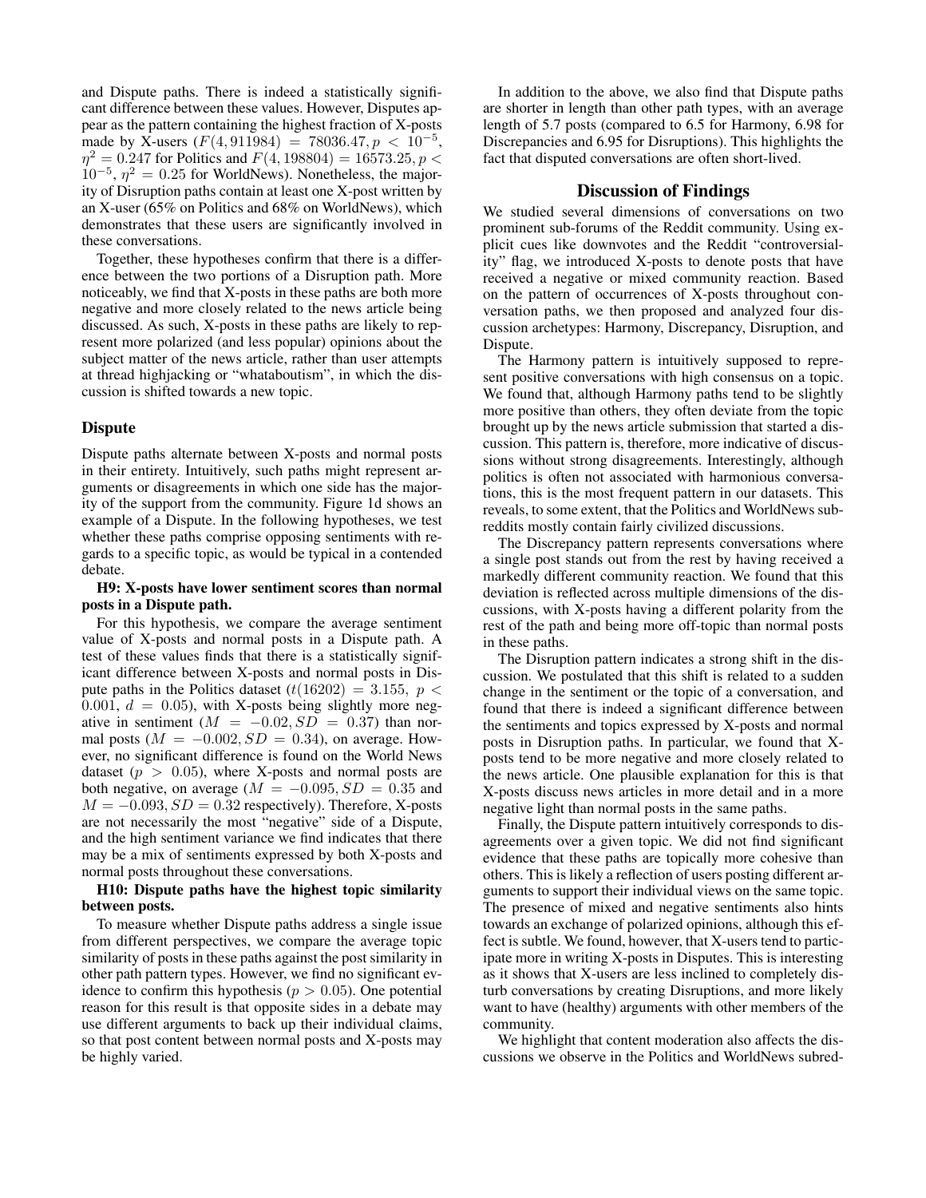and Dispute paths. There is indeed a statistically significant difference between these values. However, Disputes appear as the pattern containing the highest fraction of X-posts made by X-users ($F(4, 911984) = 78036.47, p < 10^{-5}$, $\eta^2 = 0.247$ for Politics and $F(4, 198804) = 16573.25, p < 10^{-5}$, $\eta^2 = 0.25$ for WorldNews). Nonetheless, the majority of Disruption paths contain at least one X-post written by an X-user (65% on Politics and 68% on WorldNews), which demonstrates that these users are significantly involved in these conversations.

Together, these hypotheses confirm that there is a difference between the two portions of a Disruption path. More noticeably, we find that X-posts in these paths are both more negative and more closely related to the news article being discussed. As such, X-posts in these paths are likely to represent more polarized (and less popular) opinions about the subject matter of the news article, rather than user attempts at thread highjacking or "whataboutism", in which the discussion is shifted towards a new topic.

### Dispute

Dispute paths alternate between X-posts and normal posts in their entirety. Intuitively, such paths might represent arguments or disagreements in which one side has the majority of the support from the community. Figure 1d shows an example of a Dispute. In the following hypotheses, we test whether these paths comprise opposing sentiments with regards to a specific topic, as would be typical in a contended debate.

**H9: X-posts have lower sentiment scores than normal posts in a Dispute path.**

For this hypothesis, we compare the average sentiment value of X-posts and normal posts in a Dispute path. A test of these values finds that there is a statistically significant difference between X-posts and normal posts in Dispute paths in the Politics dataset ($t(16202) = 3.155$, $p < 0.001$, $d = 0.05$), with X-posts being slightly more negative in sentiment ($M = -0.02, SD = 0.37$) than normal posts ($M = -0.002, SD = 0.34$), on average. However, no significant difference is found on the World News dataset ($p > 0.05$), where X-posts and normal posts are both negative, on average ($M = -0.095, SD = 0.35$ and $M = -0.093, SD = 0.32$ respectively). Therefore, X-posts are not necessarily the most "negative" side of a Dispute, and the high sentiment variance we find indicates that there may be a mix of sentiments expressed by both X-posts and normal posts throughout these conversations.

**H10: Dispute paths have the highest topic similarity between posts.**

To measure whether Dispute paths address a single issue from different perspectives, we compare the average topic similarity of posts in these paths against the post similarity in other path pattern types. However, we find no significant evidence to confirm this hypothesis ($p > 0.05$). One potential reason for this result is that opposite sides in a debate may use different arguments to back up their individual claims, so that post content between normal posts and X-posts may be highly varied.

In addition to the above, we also find that Dispute paths are shorter in length than other path types, with an average length of 5.7 posts (compared to 6.5 for Harmony, 6.98 for Discrepancies and 6.95 for Disruptions). This highlights the fact that disputed conversations are often short-lived.

## Discussion of Findings

We studied several dimensions of conversations on two prominent sub-forums of the Reddit community. Using explicit cues like downvotes and the Reddit "controversiality" flag, we introduced X-posts to denote posts that have received a negative or mixed community reaction. Based on the pattern of occurrences of X-posts throughout conversation paths, we then proposed and analyzed four discussion archetypes: Harmony, Discrepancy, Disruption, and Dispute.

The Harmony pattern is intuitively supposed to represent positive conversations with high consensus on a topic. We found that, although Harmony paths tend to be slightly more positive than others, they often deviate from the topic brought up by the news article submission that started a discussion. This pattern is, therefore, more indicative of discussions without strong disagreements. Interestingly, although politics is often not associated with harmonious conversations, this is the most frequent pattern in our datasets. This reveals, to some extent, that the Politics and WorldNews subreddits mostly contain fairly civilized discussions.

The Discrepancy pattern represents conversations where a single post stands out from the rest by having received a markedly different community reaction. We found that this deviation is reflected across multiple dimensions of the discussions, with X-posts having a different polarity from the rest of the path and being more off-topic than normal posts in these paths.

The Disruption pattern indicates a strong shift in the discussion. We postulated that this shift is related to a sudden change in the sentiment or the topic of a conversation, and found that there is indeed a significant difference between the sentiments and topics expressed by X-posts and normal posts in Disruption paths. In particular, we found that X-posts tend to be more negative and more closely related to the news article. One plausible explanation for this is that X-posts discuss news articles in more detail and in a more negative light than normal posts in the same paths.

Finally, the Dispute pattern intuitively corresponds to disagreements over a given topic. We did not find significant evidence that these paths are topically more cohesive than others. This is likely a reflection of users posting different arguments to support their individual views on the same topic. The presence of mixed and negative sentiments also hints towards an exchange of polarized opinions, although this effect is subtle. We found, however, that X-users tend to participate more in writing X-posts in Disputes. This is interesting as it shows that X-users are less inclined to completely disturb conversations by creating Disruptions, and more likely want to have (healthy) arguments with other members of the community.

We highlight that content moderation also affects the discussions we observe in the Politics and WorldNews subred-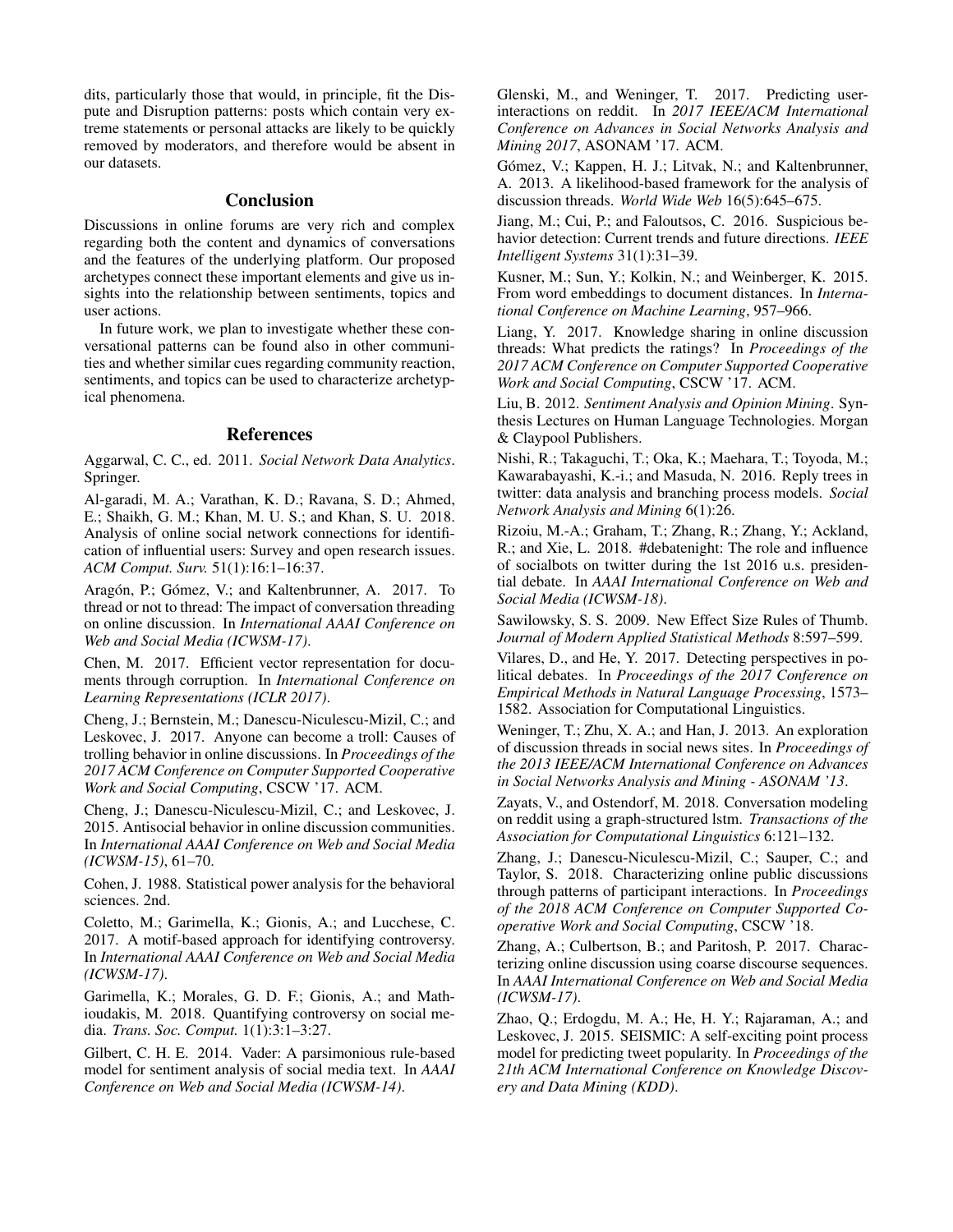dits, particularly those that would, in principle, fit the Dispute and Disruption patterns: posts which contain very extreme statements or personal attacks are likely to be quickly removed by moderators, and therefore would be absent in our datasets.

## Conclusion

Discussions in online forums are very rich and complex regarding both the content and dynamics of conversations and the features of the underlying platform. Our proposed archetypes connect these important elements and give us insights into the relationship between sentiments, topics and user actions.

In future work, we plan to investigate whether these conversational patterns can be found also in other communities and whether similar cues regarding community reaction, sentiments, and topics can be used to characterize archetypical phenomena.

## References

Aggarwal, C. C., ed. 2011. *Social Network Data Analytics*. Springer.

Al-garadi, M. A.; Varathan, K. D.; Ravana, S. D.; Ahmed, E.; Shaikh, G. M.; Khan, M. U. S.; and Khan, S. U. 2018. Analysis of online social network connections for identification of influential users: Survey and open research issues. *ACM Comput. Surv.* 51(1):16:1–16:37.

Aragón, P.; Gómez, V.; and Kaltenbrunner, A. 2017. To thread or not to thread: The impact of conversation threading on online discussion. In *International AAAI Conference on Web and Social Media (ICWSM-17)*.

Chen, M. 2017. Efficient vector representation for documents through corruption. In *International Conference on Learning Representations (ICLR 2017)*.

Cheng, J.; Bernstein, M.; Danescu-Niculescu-Mizil, C.; and Leskovec, J. 2017. Anyone can become a troll: Causes of trolling behavior in online discussions. In *Proceedings of the 2017 ACM Conference on Computer Supported Cooperative Work and Social Computing*, CSCW '17. ACM.

Cheng, J.; Danescu-Niculescu-Mizil, C.; and Leskovec, J. 2015. Antisocial behavior in online discussion communities. In *International AAAI Conference on Web and Social Media (ICWSM-15)*, 61–70.

Cohen, J. 1988. Statistical power analysis for the behavioral sciences. 2nd.

Coletto, M.; Garimella, K.; Gionis, A.; and Lucchese, C. 2017. A motif-based approach for identifying controversy. In *International AAAI Conference on Web and Social Media (ICWSM-17)*.

Garimella, K.; Morales, G. D. F.; Gionis, A.; and Mathioudakis, M. 2018. Quantifying controversy on social media. *Trans. Soc. Comput.* 1(1):3:1–3:27.

Gilbert, C. H. E. 2014. Vader: A parsimonious rule-based model for sentiment analysis of social media text. In *AAAI Conference on Web and Social Media (ICWSM-14)*.

Glenski, M., and Weninger, T. 2017. Predicting user-interactions on reddit. In *2017 IEEE/ACM International Conference on Advances in Social Networks Analysis and Mining 2017*, ASONAM '17. ACM.

Gómez, V.; Kappen, H. J.; Litvak, N.; and Kaltenbrunner, A. 2013. A likelihood-based framework for the analysis of discussion threads. *World Wide Web* 16(5):645–675.

Jiang, M.; Cui, P.; and Faloutsos, C. 2016. Suspicious behavior detection: Current trends and future directions. *IEEE Intelligent Systems* 31(1):31–39.

Kusner, M.; Sun, Y.; Kolkin, N.; and Weinberger, K. 2015. From word embeddings to document distances. In *International Conference on Machine Learning*, 957–966.

Liang, Y. 2017. Knowledge sharing in online discussion threads: What predicts the ratings? In *Proceedings of the 2017 ACM Conference on Computer Supported Cooperative Work and Social Computing*, CSCW '17. ACM.

Liu, B. 2012. *Sentiment Analysis and Opinion Mining*. Synthesis Lectures on Human Language Technologies. Morgan & Claypool Publishers.

Nishi, R.; Takaguchi, T.; Oka, K.; Maehara, T.; Toyoda, M.; Kawarabayashi, K.-i.; and Masuda, N. 2016. Reply trees in twitter: data analysis and branching process models. *Social Network Analysis and Mining* 6(1):26.

Rizoiu, M.-A.; Graham, T.; Zhang, R.; Zhang, Y.; Ackland, R.; and Xie, L. 2018. #debatenight: The role and influence of socialbots on twitter during the 1st 2016 u.s. presidential debate. In *AAAI International Conference on Web and Social Media (ICWSM-18)*.

Sawilowsky, S. S. 2009. New Effect Size Rules of Thumb. *Journal of Modern Applied Statistical Methods* 8:597–599.

Vilares, D., and He, Y. 2017. Detecting perspectives in political debates. In *Proceedings of the 2017 Conference on Empirical Methods in Natural Language Processing*, 1573–1582. Association for Computational Linguistics.

Weninger, T.; Zhu, X. A.; and Han, J. 2013. An exploration of discussion threads in social news sites. In *Proceedings of the 2013 IEEE/ACM International Conference on Advances in Social Networks Analysis and Mining - ASONAM '13*.

Zayats, V., and Ostendorf, M. 2018. Conversation modeling on reddit using a graph-structured lstm. *Transactions of the Association for Computational Linguistics* 6:121–132.

Zhang, J.; Danescu-Niculescu-Mizil, C.; Sauper, C.; and Taylor, S. 2018. Characterizing online public discussions through patterns of participant interactions. In *Proceedings of the 2018 ACM Conference on Computer Supported Cooperative Work and Social Computing*, CSCW '18.

Zhang, A.; Culbertson, B.; and Paritosh, P. 2017. Characterizing online discussion using coarse discourse sequences. In *AAAI International Conference on Web and Social Media (ICWSM-17)*.

Zhao, Q.; Erdogdu, M. A.; He, H. Y.; Rajaraman, A.; and Leskovec, J. 2015. SEISMIC: A self-exciting point process model for predicting tweet popularity. In *Proceedings of the 21th ACM International Conference on Knowledge Discovery and Data Mining (KDD)*.